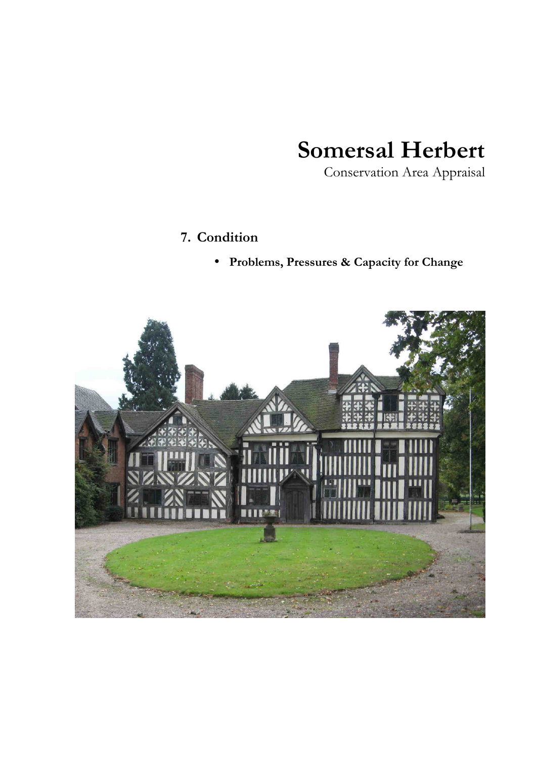# Somersal Herbert

Conservation Area Appraisal

## 7. Condition

- **Problems, Pressures & Capacity for Change**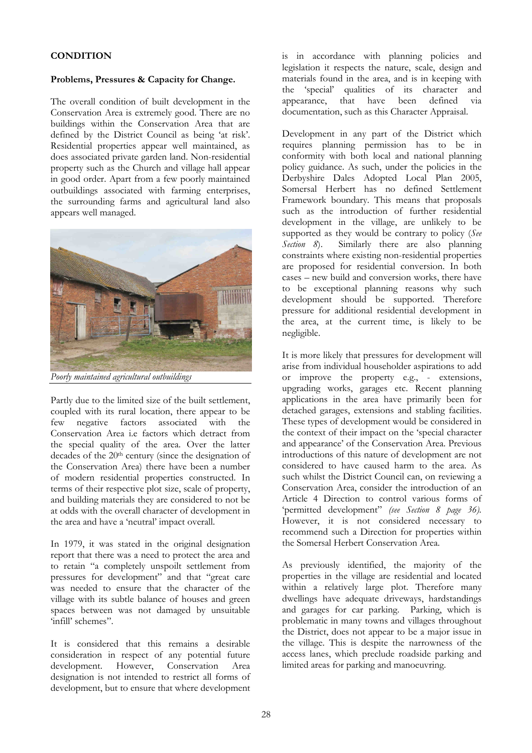**CONDITION**

**Problems, Pressures & Capacity for Change.**

The overall condition of built development in the Conservation Area is extremely good. There are no buildings within the Conservation Area that are defined by the District Council as being 'at risk'. Residential properties appear well maintained, as does associated private garden land. Non-residential property such as the Church and village hall appear in good order. Apart from a few poorly maintained outbuildings associated with farming enterprises, the surrounding farms and agricultural land also appears well managed.

*Poorly maintained agricultural outbuildings*

Partly due to the limited size of the built settlement, coupled with its rural location, there appear to be few negative factors associated with the Conservation Area i.e factors which detract from the special quality of the area. Over the latter decades of the 20th century (since the designation of the Conservation Area) there have been a number of modern residential properties constructed. In terms of their respective plot size, scale of property, and building materials they are considered to not be at odds with the overall character of development in the area and have a 'neutral' impact overall.

In 1979, it was stated in the original designation report that there was a need to protect the area and to retain "a completely unspoilt settlement from pressures for development" and that "great care was needed to ensure that the character of the village with its subtle balance of houses and green spaces between was not damaged by unsuitable 'infill' schemes".

It is considered that this remains a desirable consideration in respect of any potential future development. However, Conservation Area designation is not intended to restrict all forms of development, but to ensure that where development is in accordance with planning policies and legislation it respects the nature, scale, design and materials found in the area, and is in keeping with the 'special' qualities of its character and appearance, that have been defined via documentation, such as this Character Appraisal.

Development in any part of the District which requires planning permission has to be in conformity with both local and national planning policy guidance. As such, under the policies in the Derbyshire Dales Adopted Local Plan 2005, Somersal Herbert has no defined Settlement Framework boundary. This means that proposals such as the introduction of further residential development in the village, are unlikely to be supported as they would be contrary to policy (*See Section 8*). Similarly there are also planning constraints where existing non-residential properties are proposed for residential conversion. In both cases – new build and conversion works, there have to be exceptional planning reasons why such development should be supported. Therefore pressure for additional residential development in the area, at the current time, is likely to be negligible.

It is more likely that pressures for development will arise from individual householder aspirations to add or improve the property e.g., - extensions, upgrading works, garages etc. Recent planning applications in the area have primarily been for detached garages, extensions and stabling facilities. These types of development would be considered in the context of their impact on the 'special character and appearance' of the Conservation Area. Previous introductions of this nature of development are not considered to have caused harm to the area. As such whilst the District Council can, on reviewing a Conservation Area, consider the introduction of an Article 4 Direction to control various forms of 'permitted development" *(see Section 8 page 36)*. However, it is not considered necessary to recommend such a Direction for properties within the Somersal Herbert Conservation Area.

As previously identified, the majority of the properties in the village are residential and located within a relatively large plot. Therefore many dwellings have adequate driveways, hardstandings and garages for car parking. Parking, which is problematic in many towns and villages throughout the District, does not appear to be a major issue in the village. This is despite the narrowness of the access lanes, which preclude roadside parking and limited areas for parking and manoeuvring.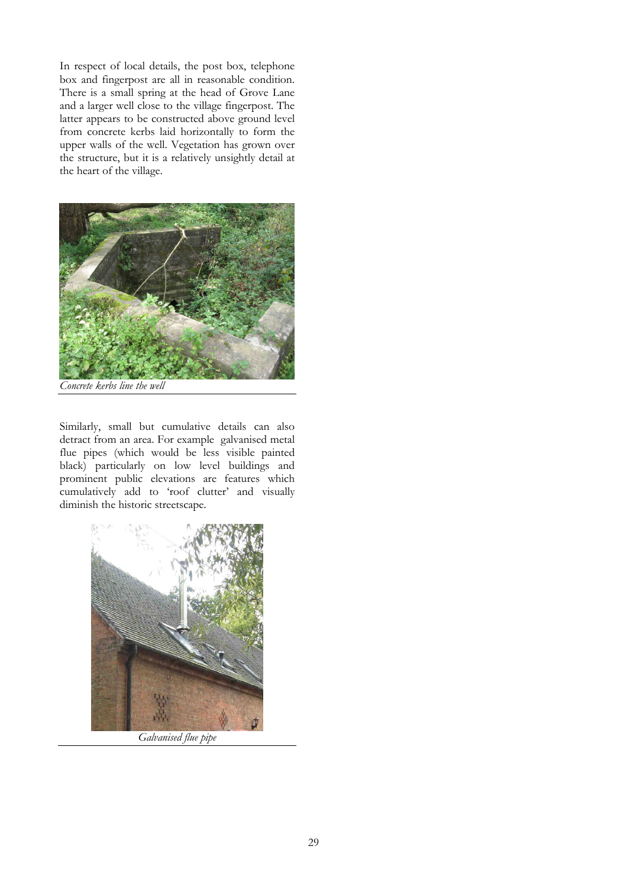In respect of local details, the post box, telephone box and fingerpost are all in reasonable condition. There is a small spring at the head of Grove Lane and a larger well close to the village fingerpost. The latter appears to be constructed above ground level from concrete kerbs laid horizontally to form the upper walls of the well. Vegetation has grown over the structure, but it is a relatively unsightly detail at the heart of the village.

*Concrete kerbs line the well*

Similarly, small but cumulative details can also detract from an area. For example galvanised metal flue pipes (which would be less visible painted black) particularly on low level buildings and prominent public elevations are features which cumulatively add to 'roof clutter' and visually diminish the historic streetscape.

*Galvanised flue pipe*